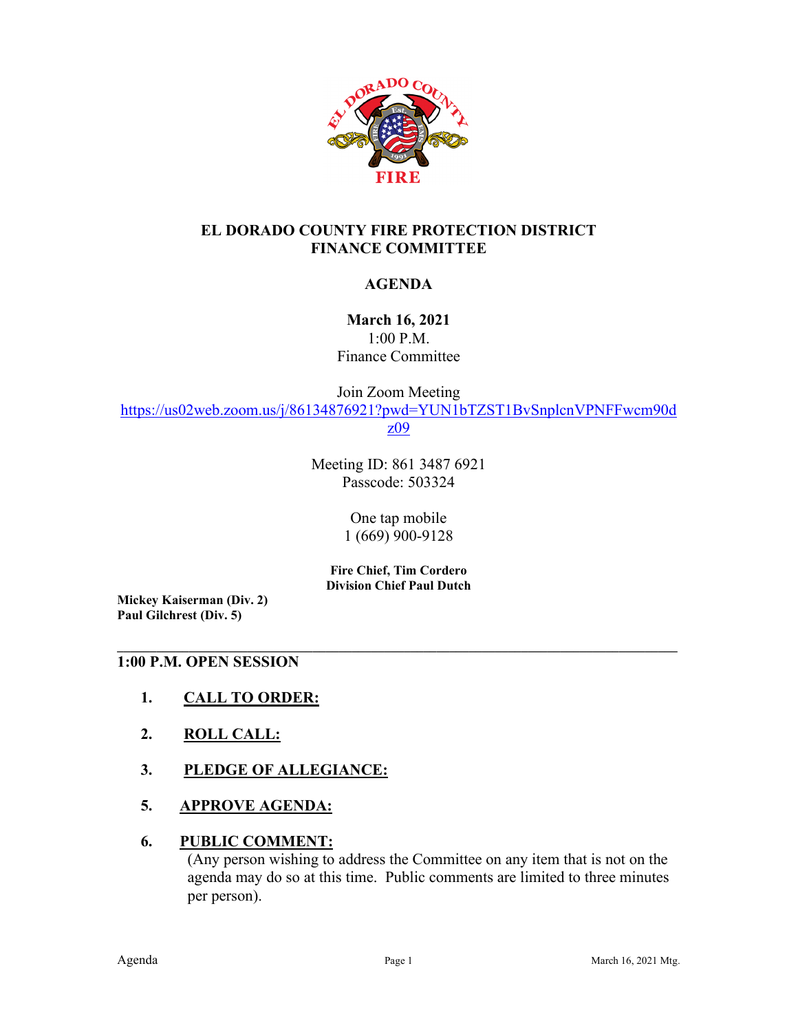# EL DORADO COUNTY FIRE PROTECTION DISTRICT
# FINANCE COMMITTEE

## AGENDA

**March 16, 2021**
1:00 P.M.
Finance Committee

Join Zoom Meeting
https://us02web.zoom.us/j/86134876921?pwd=YUN1bTZST1BvSnplcnVPNFFwcm90dz09

Meeting ID: 861 3487 6921
Passcode: 503324

One tap mobile
1 (669) 900-9128

**Fire Chief, Tim Cordero**
**Division Chief Paul Dutch**

**Mickey Kaiserman (Div. 2)**
**Paul Gilchrest (Div. 5)**

---

**1:00 P.M. OPEN SESSION**

1. **CALL TO ORDER:**

2. **ROLL CALL:**

3. **PLEDGE OF ALLEGIANCE:**

5. **APPROVE AGENDA:**

6. **PUBLIC COMMENT:**
   (Any person wishing to address the Committee on any item that is not on the agenda may do so at this time. Public comments are limited to three minutes per person).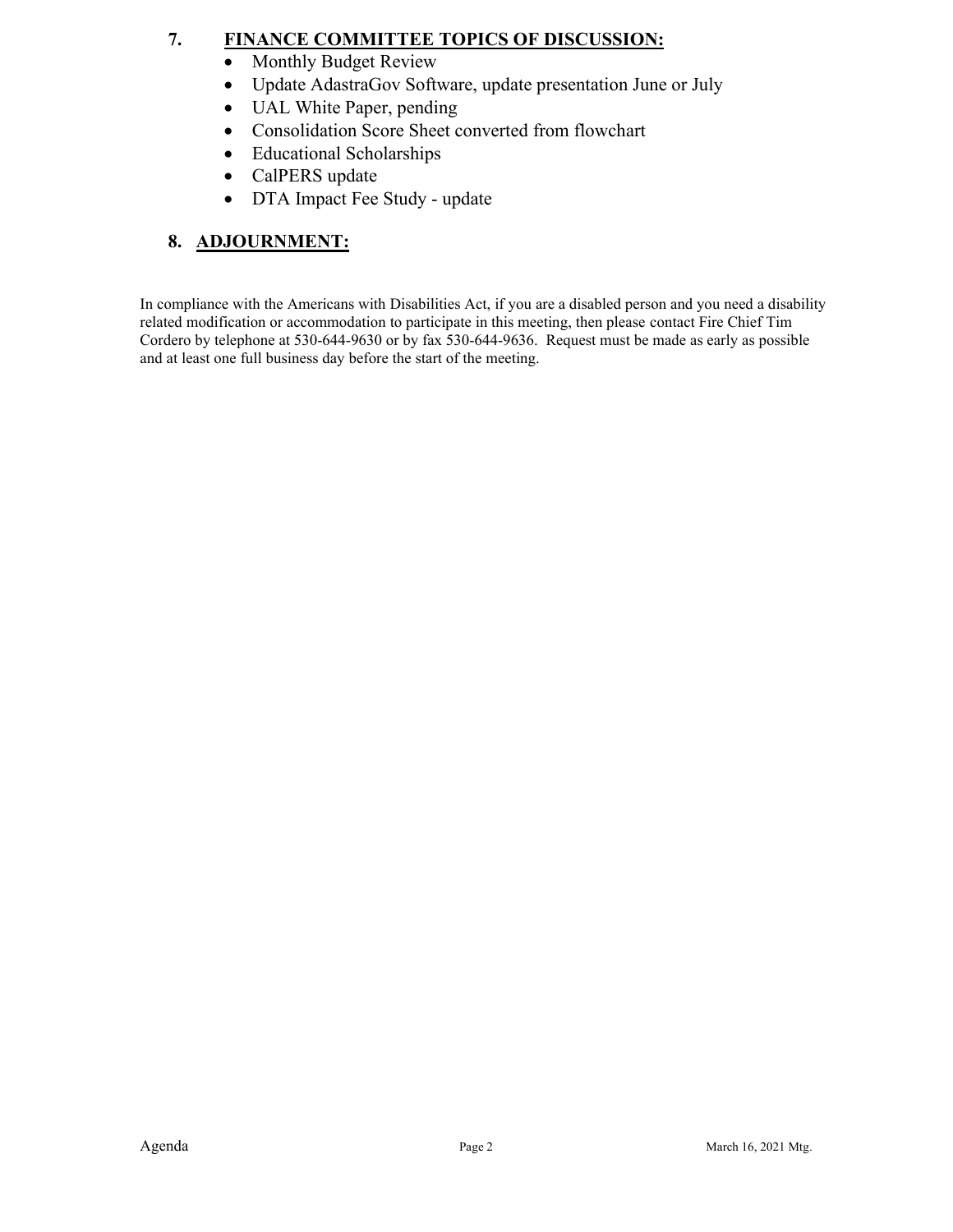## 7. FINANCE COMMITTEE TOPICS OF DISCUSSION:

- Monthly Budget Review
- Update AdastraGov Software, update presentation June or July
- UAL White Paper, pending
- Consolidation Score Sheet converted from flowchart
- Educational Scholarships
- CalPERS update
- DTA Impact Fee Study - update

## 8. ADJOURNMENT:

In compliance with the Americans with Disabilities Act, if you are a disabled person and you need a disability related modification or accommodation to participate in this meeting, then please contact Fire Chief Tim Cordero by telephone at 530-644-9630 or by fax 530-644-9636. Request must be made as early as possible and at least one full business day before the start of the meeting.